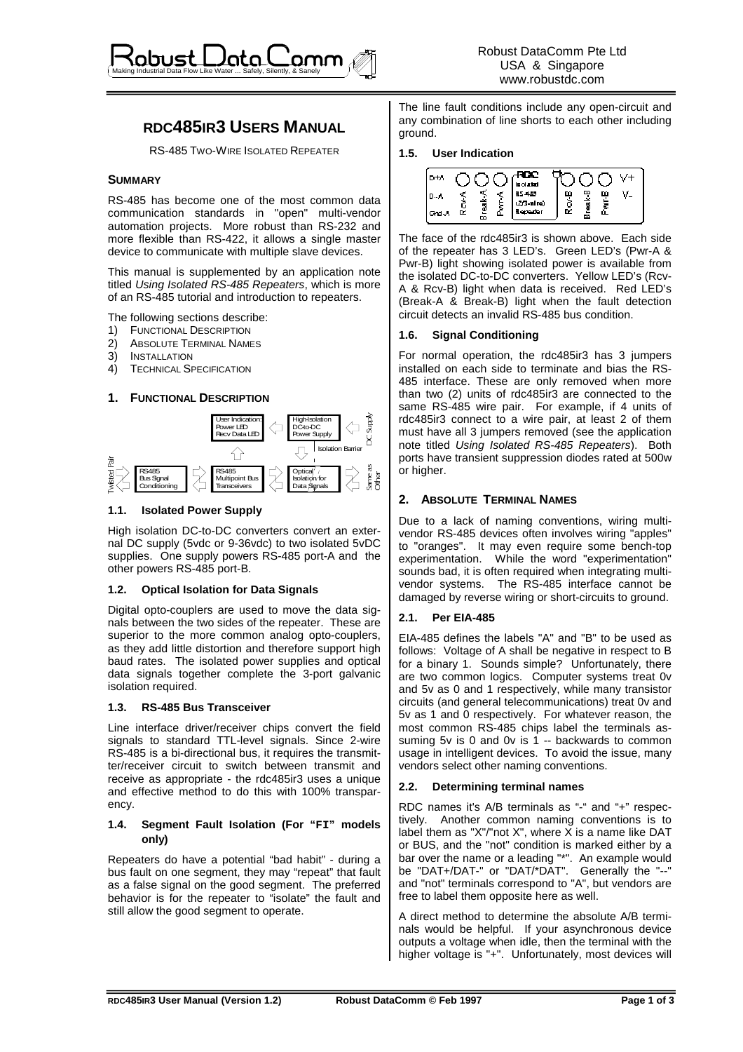# RDC485IR3 USERS MANUAL

RS-485 TWO-WIRE ISOLATED REPEATER

## SUMMARY

RS-485 has become one of the most common data communication standards in "open" multi-vendor automation projects. More robust than RS-232 and more flexible than RS-422, it allows a single master device to communicate with multiple slave devices.

This manual is supplemented by an application note titled *Using Isolated RS-485 Repeaters*, which is more of an RS-485 tutorial and introduction to repeaters.

The following sections describe:

1) FUNCTIONAL DESCRIPTION
2) ABSOLUTE TERMINAL NAMES
3) INSTALLATION
4) TECHNICAL SPECIFICATION

## 1. FUNCTIONAL DESCRIPTION

### 1.1. Isolated Power Supply

High isolation DC-to-DC converters convert an external DC supply (5vdc or 9-36vdc) to two isolated 5vDC supplies. One supply powers RS-485 port-A and the other powers RS-485 port-B.

### 1.2. Optical Isolation for Data Signals

Digital opto-couplers are used to move the data signals between the two sides of the repeater. These are superior to the more common analog opto-couplers, as they add little distortion and therefore support high baud rates. The isolated power supplies and optical data signals together complete the 3-port galvanic isolation required.

### 1.3. RS-485 Bus Transceiver

Line interface driver/receiver chips convert the field signals to standard TTL-level signals. Since 2-wire RS-485 is a bi-directional bus, it requires the transmitter/receiver circuit to switch between transmit and receive as appropriate - the rdc485ir3 uses a unique and effective method to do this with 100% transparency.

### 1.4. Segment Fault Isolation (For "FI" models only)

Repeaters do have a potential "bad habit" - during a bus fault on one segment, they may "repeat" that fault as a false signal on the good segment. The preferred behavior is for the repeater to "isolate" the fault and still allow the good segment to operate.

The line fault conditions include any open-circuit and any combination of line shorts to each other including ground.

### 1.5. User Indication

The face of the rdc485ir3 is shown above. Each side of the repeater has 3 LED's. Green LED's (Pwr-A & Pwr-B) light showing isolated power is available from the isolated DC-to-DC converters. Yellow LED's (Rcv-A & Rcv-B) light when data is received. Red LED's (Break-A & Break-B) light when the fault detection circuit detects an invalid RS-485 bus condition.

### 1.6. Signal Conditioning

For normal operation, the rdc485ir3 has 3 jumpers installed on each side to terminate and bias the RS-485 interface. These are only removed when more than two (2) units of rdc485ir3 are connected to the same RS-485 wire pair. For example, if 4 units of rdc485ir3 connect to a wire pair, at least 2 of them must have all 3 jumpers removed (see the application note titled *Using Isolated RS-485 Repeaters*). Both ports have transient suppression diodes rated at 500w or higher.

## 2. ABSOLUTE TERMINAL NAMES

Due to a lack of naming conventions, wiring multi-vendor RS-485 devices often involves wiring "apples" to "oranges". It may even require some bench-top experimentation. While the word "experimentation" sounds bad, it is often required when integrating multi-vendor systems. The RS-485 interface cannot be damaged by reverse wiring or short-circuits to ground.

### 2.1. Per EIA-485

EIA-485 defines the labels "A" and "B" to be used as follows: Voltage of A shall be negative in respect to B for a binary 1. Sounds simple? Unfortunately, there are two common logics. Computer systems treat 0v and 5v as 0 and 1 respectively, while many transistor circuits (and general telecommunications) treat 0v and 5v as 1 and 0 respectively. For whatever reason, the most common RS-485 chips label the terminals assuming 5v is 0 and 0v is 1 -- backwards to common usage in intelligent devices. To avoid the issue, many vendors select other naming conventions.

### 2.2. Determining terminal names

RDC names it's A/B terminals as "-" and "+" respectively. Another common naming conventions is to label them as "X"/"not X", where X is a name like DAT or BUS, and the "not" condition is marked either by a bar over the name or a leading "*". An example would be "DAT+/DAT-" or "DAT/*DAT". Generally the "--" and "not" terminals correspond to "A", but vendors are free to label them opposite here as well.

A direct method to determine the absolute A/B terminals would be helpful. If your asynchronous device outputs a voltage when idle, then the terminal with the higher voltage is "+". Unfortunately, most devices will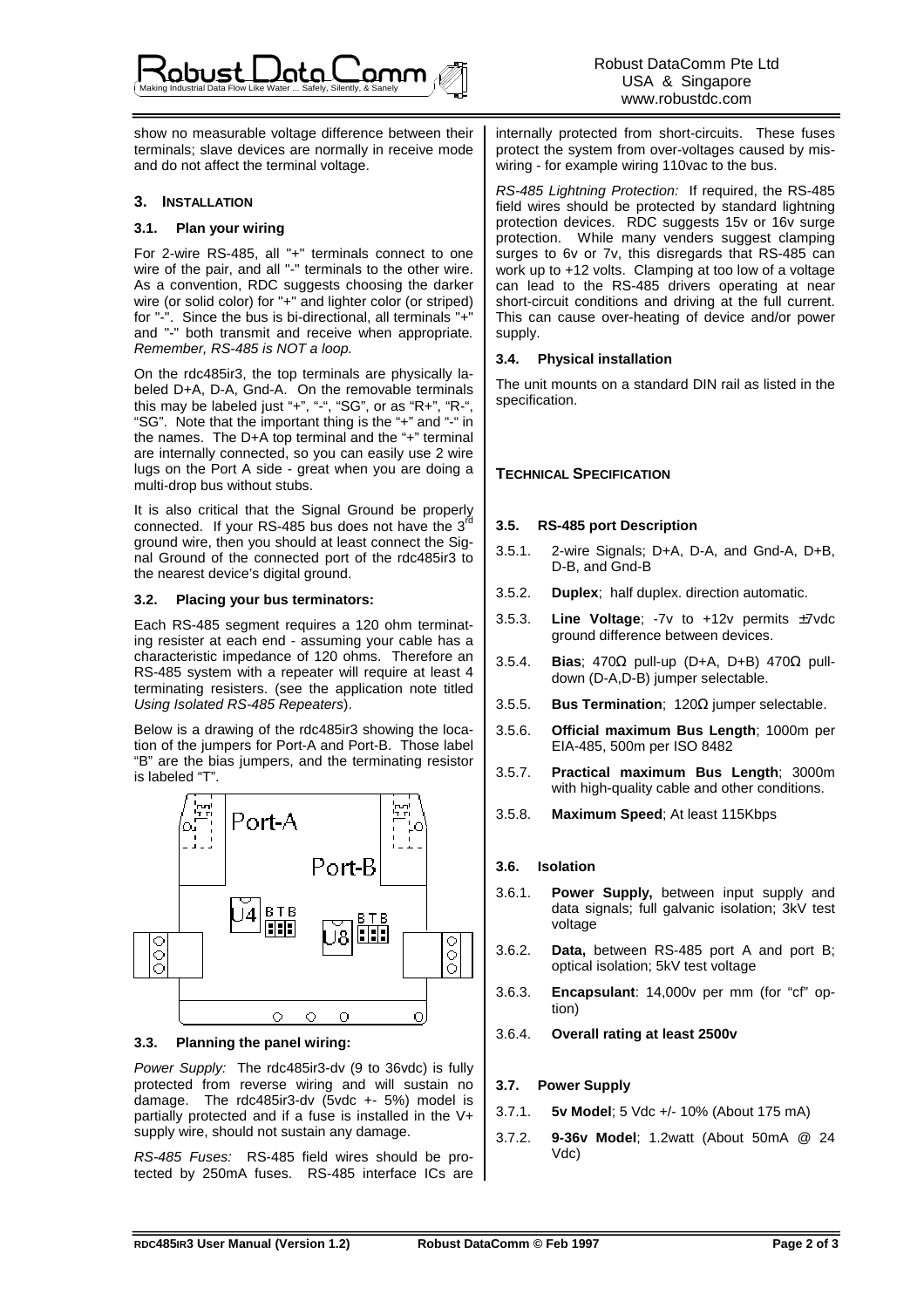show no measurable voltage difference between their terminals; slave devices are normally in receive mode and do not affect the terminal voltage.

## 3. INSTALLATION

### 3.1. Plan your wiring

For 2-wire RS-485, all "+" terminals connect to one wire of the pair, and all "-" terminals to the other wire. As a convention, RDC suggests choosing the darker wire (or solid color) for "+" and lighter color (or striped) for "-". Since the bus is bi-directional, all terminals "+" and "-" both transmit and receive when appropriate. *Remember, RS-485 is NOT a loop.*

On the rdc485ir3, the top terminals are physically labeled D+A, D-A, Gnd-A. On the removable terminals this may be labeled just "+", "-", "SG", or as "R+", "R-", "SG". Note that the important thing is the "+" and "-" in the names. The D+A top terminal and the "+" terminal are internally connected, so you can easily use 2 wire lugs on the Port A side - great when you are doing a multi-drop bus without stubs.

It is also critical that the Signal Ground be properly connected. If your RS-485 bus does not have the 3rd ground wire, then you should at least connect the Signal Ground of the connected port of the rdc485ir3 to the nearest device's digital ground.

### 3.2. Placing your bus terminators:

Each RS-485 segment requires a 120 ohm terminating resister at each end - assuming your cable has a characteristic impedance of 120 ohms. Therefore an RS-485 system with a repeater will require at least 4 terminating resisters. (see the application note titled *Using Isolated RS-485 Repeaters*).

Below is a drawing of the rdc485ir3 showing the location of the jumpers for Port-A and Port-B. Those label "B" are the bias jumpers, and the terminating resistor is labeled "T".

### 3.3. Planning the panel wiring:

*Power Supply:* The rdc485ir3-dv (9 to 36vdc) is fully protected from reverse wiring and will sustain no damage. The rdc485ir3-dv (5vdc +- 5%) model is partially protected and if a fuse is installed in the V+ supply wire, should not sustain any damage.

*RS-485 Fuses:* RS-485 field wires should be protected by 250mA fuses. RS-485 interface ICs are internally protected from short-circuits. These fuses protect the system from over-voltages caused by mis-wiring - for example wiring 110vac to the bus.

*RS-485 Lightning Protection:* If required, the RS-485 field wires should be protected by standard lightning protection devices. RDC suggests 15v or 16v surge protection. While many venders suggest clamping surges to 6v or 7v, this disregards that RS-485 can work up to +12 volts. Clamping at too low of a voltage can lead to the RS-485 drivers operating at near short-circuit conditions and driving at the full current. This can cause over-heating of device and/or power supply.

### 3.4. Physical installation

The unit mounts on a standard DIN rail as listed in the specification.

## TECHNICAL SPECIFICATION

### 3.5. RS-485 port Description

3.5.1. 2-wire Signals; D+A, D-A, and Gnd-A, D+B, D-B, and Gnd-B

3.5.2. **Duplex**; half duplex. direction automatic.

3.5.3. **Line Voltage**; -7v to +12v permits ±7vdc ground difference between devices.

3.5.4. **Bias**; 470Ω pull-up (D+A, D+B) 470Ω pull-down (D-A,D-B) jumper selectable.

3.5.5. **Bus Termination**; 120Ω jumper selectable.

3.5.6. **Official maximum Bus Length**; 1000m per EIA-485, 500m per ISO 8482

3.5.7. **Practical maximum Bus Length**; 3000m with high-quality cable and other conditions.

3.5.8. **Maximum Speed**; At least 115Kbps

### 3.6. Isolation

3.6.1. **Power Supply,** between input supply and data signals; full galvanic isolation; 3kV test voltage

3.6.2. **Data,** between RS-485 port A and port B; optical isolation; 5kV test voltage

3.6.3. **Encapsulant**: 14,000v per mm (for "cf" option)

3.6.4. **Overall rating at least 2500v**

### 3.7. Power Supply

3.7.1. **5v Model**; 5 Vdc +/- 10% (About 175 mA)

3.7.2. **9-36v Model**; 1.2watt (About 50mA @ 24 Vdc)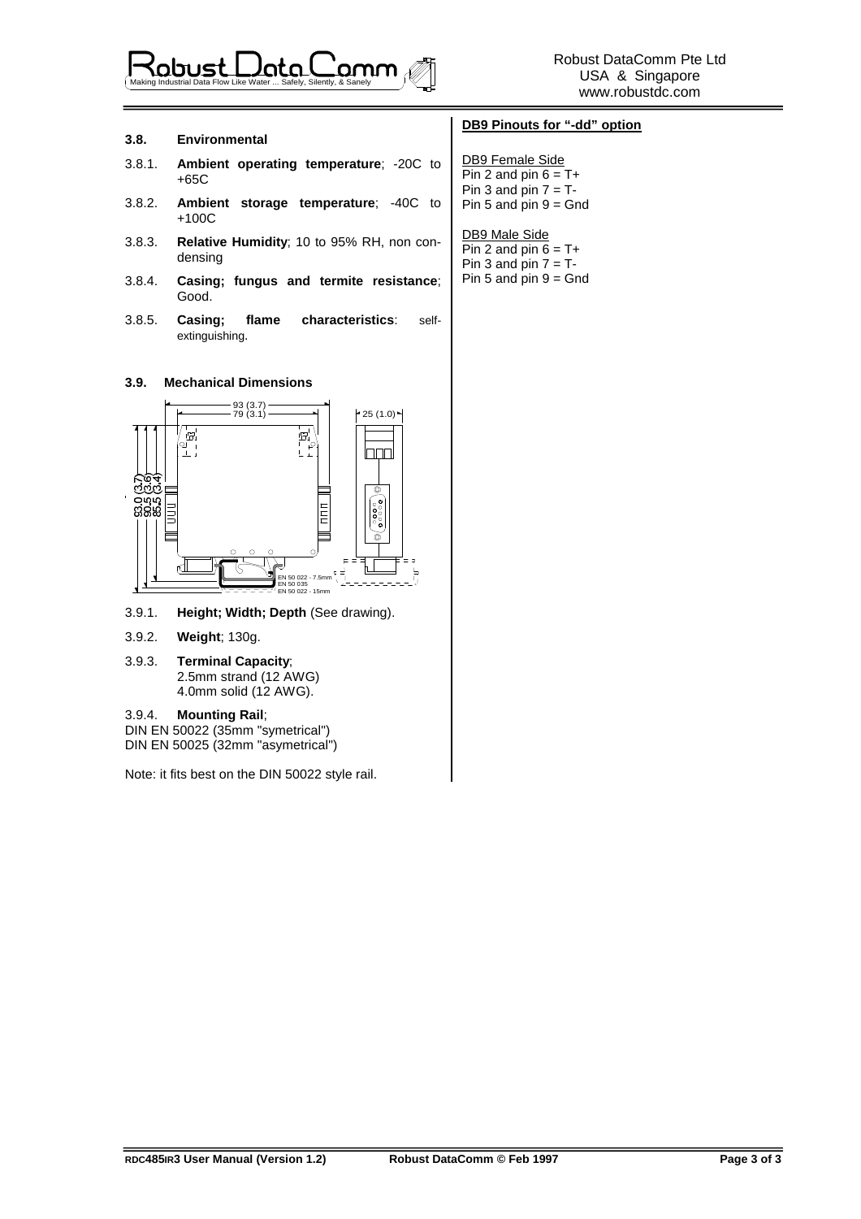### 3.8. Environmental

3.8.1. **Ambient operating temperature**; -20C to +65C

3.8.2. **Ambient storage temperature**; -40C to +100C

3.8.3. **Relative Humidity**; 10 to 95% RH, non condensing

3.8.4. **Casing; fungus and termite resistance**; Good.

3.8.5. **Casing; flame characteristics**: self-extinguishing.

### 3.9. Mechanical Dimensions

93 (3.7)
79 (3.1)
25 (1.0)
93.0 (3.7)
90.5 (3.6)
85.5 (3.4)
EN 50 022 - 7.5mm
EN 50 035
EN 50 022 - 15mm

3.9.1. **Height; Width; Depth** (See drawing).

3.9.2. **Weight**; 130g.

3.9.3. **Terminal Capacity**;
2.5mm strand (12 AWG)
4.0mm solid (12 AWG).

3.9.4. **Mounting Rail**;
DIN EN 50022 (35mm "symetrical")
DIN EN 50025 (32mm "asymetrical")

Note: it fits best on the DIN 50022 style rail.

**DB9 Pinouts for "-dd" option**

DB9 Female Side
Pin 2 and pin 6 = T+
Pin 3 and pin 7 = T-
Pin 5 and pin 9 = Gnd

DB9 Male Side
Pin 2 and pin 6 = T+
Pin 3 and pin 7 = T-
Pin 5 and pin 9 = Gnd